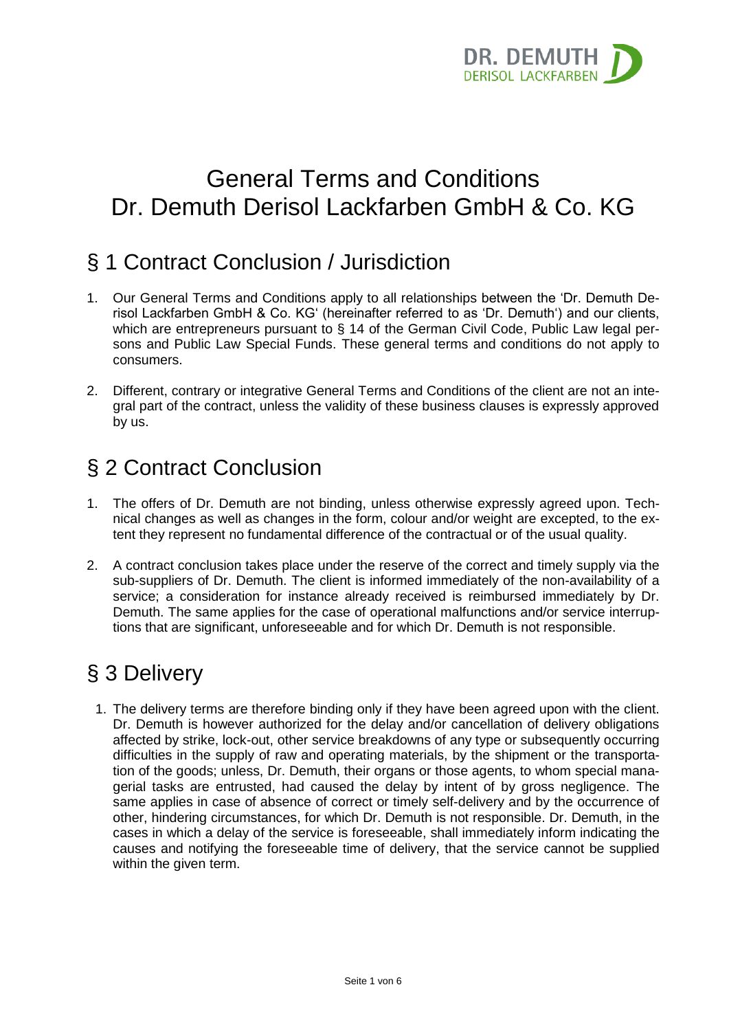# General Terms and Conditions
# Dr. Demuth Derisol Lackfarben GmbH & Co. KG

## § 1 Contract Conclusion / Jurisdiction

1. Our General Terms and Conditions apply to all relationships between the 'Dr. Demuth Derisol Lackfarben GmbH & Co. KG' (hereinafter referred to as 'Dr. Demuth') and our clients, which are entrepreneurs pursuant to § 14 of the German Civil Code, Public Law legal persons and Public Law Special Funds. These general terms and conditions do not apply to consumers.

2. Different, contrary or integrative General Terms and Conditions of the client are not an integral part of the contract, unless the validity of these business clauses is expressly approved by us.

## § 2 Contract Conclusion

1. The offers of Dr. Demuth are not binding, unless otherwise expressly agreed upon. Technical changes as well as changes in the form, colour and/or weight are excepted, to the extent they represent no fundamental difference of the contractual or of the usual quality.

2. A contract conclusion takes place under the reserve of the correct and timely supply via the sub-suppliers of Dr. Demuth. The client is informed immediately of the non-availability of a service; a consideration for instance already received is reimbursed immediately by Dr. Demuth. The same applies for the case of operational malfunctions and/or service interruptions that are significant, unforeseeable and for which Dr. Demuth is not responsible.

## § 3 Delivery

1. The delivery terms are therefore binding only if they have been agreed upon with the client. Dr. Demuth is however authorized for the delay and/or cancellation of delivery obligations affected by strike, lock-out, other service breakdowns of any type or subsequently occurring difficulties in the supply of raw and operating materials, by the shipment or the transportation of the goods; unless, Dr. Demuth, their organs or those agents, to whom special managerial tasks are entrusted, had caused the delay by intent of by gross negligence. The same applies in case of absence of correct or timely self-delivery and by the occurrence of other, hindering circumstances, for which Dr. Demuth is not responsible. Dr. Demuth, in the cases in which a delay of the service is foreseeable, shall immediately inform indicating the causes and notifying the foreseeable time of delivery, that the service cannot be supplied within the given term.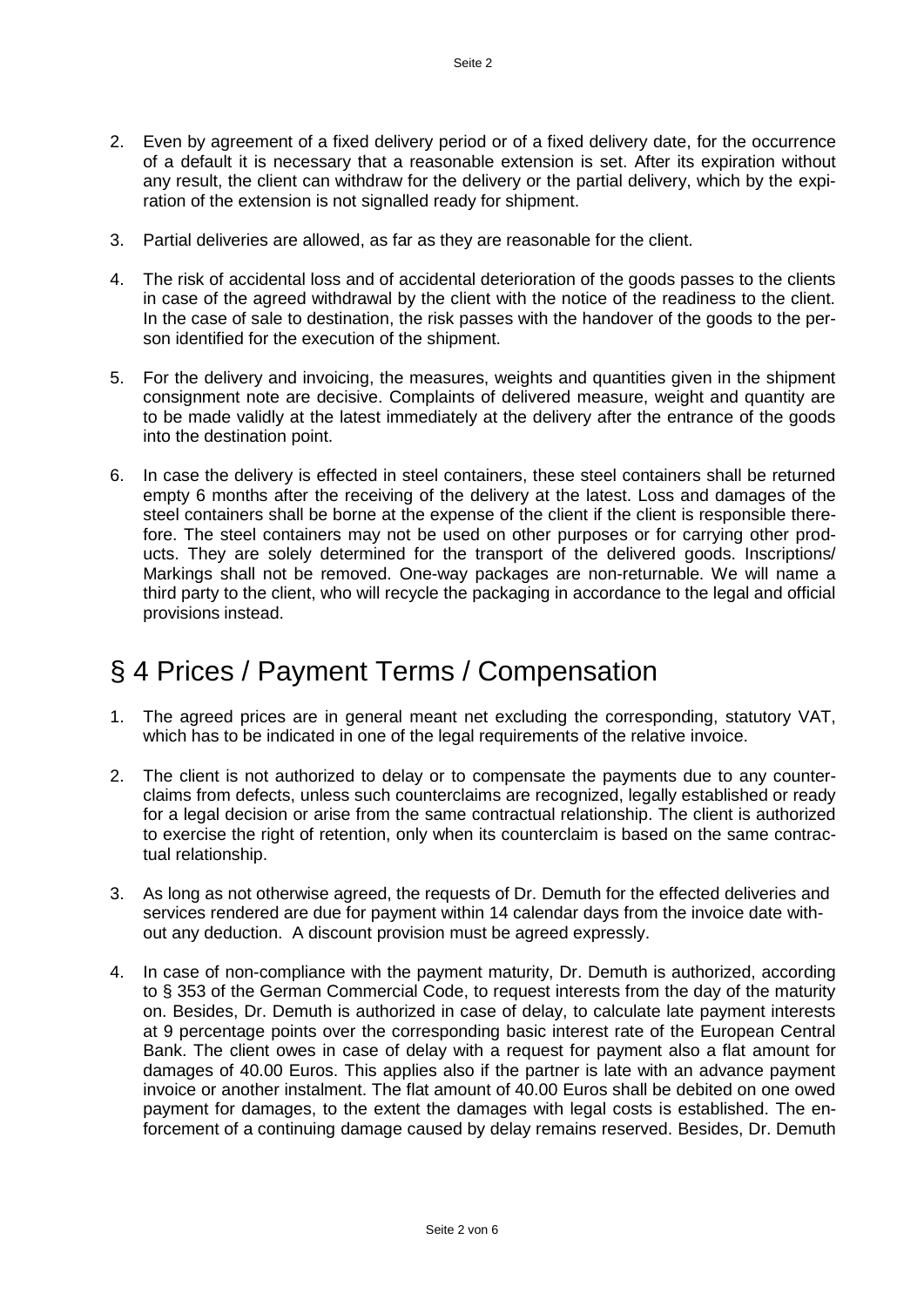2. Even by agreement of a fixed delivery period or of a fixed delivery date, for the occurrence of a default it is necessary that a reasonable extension is set. After its expiration without any result, the client can withdraw for the delivery or the partial delivery, which by the expiration of the extension is not signalled ready for shipment.

3. Partial deliveries are allowed, as far as they are reasonable for the client.

4. The risk of accidental loss and of accidental deterioration of the goods passes to the clients in case of the agreed withdrawal by the client with the notice of the readiness to the client. In the case of sale to destination, the risk passes with the handover of the goods to the person identified for the execution of the shipment.

5. For the delivery and invoicing, the measures, weights and quantities given in the shipment consignment note are decisive. Complaints of delivered measure, weight and quantity are to be made validly at the latest immediately at the delivery after the entrance of the goods into the destination point.

6. In case the delivery is effected in steel containers, these steel containers shall be returned empty 6 months after the receiving of the delivery at the latest. Loss and damages of the steel containers shall be borne at the expense of the client if the client is responsible therefore. The steel containers may not be used on other purposes or for carrying other products. They are solely determined for the transport of the delivered goods. Inscriptions/ Markings shall not be removed. One-way packages are non-returnable. We will name a third party to the client, who will recycle the packaging in accordance to the legal and official provisions instead.

# § 4 Prices / Payment Terms / Compensation

1. The agreed prices are in general meant net excluding the corresponding, statutory VAT, which has to be indicated in one of the legal requirements of the relative invoice.

2. The client is not authorized to delay or to compensate the payments due to any counterclaims from defects, unless such counterclaims are recognized, legally established or ready for a legal decision or arise from the same contractual relationship. The client is authorized to exercise the right of retention, only when its counterclaim is based on the same contractual relationship.

3. As long as not otherwise agreed, the requests of Dr. Demuth for the effected deliveries and services rendered are due for payment within 14 calendar days from the invoice date without any deduction. A discount provision must be agreed expressly.

4. In case of non-compliance with the payment maturity, Dr. Demuth is authorized, according to § 353 of the German Commercial Code, to request interests from the day of the maturity on. Besides, Dr. Demuth is authorized in case of delay, to calculate late payment interests at 9 percentage points over the corresponding basic interest rate of the European Central Bank. The client owes in case of delay with a request for payment also a flat amount for damages of 40.00 Euros. This applies also if the partner is late with an advance payment invoice or another instalment. The flat amount of 40.00 Euros shall be debited on one owed payment for damages, to the extent the damages with legal costs is established. The enforcement of a continuing damage caused by delay remains reserved. Besides, Dr. Demuth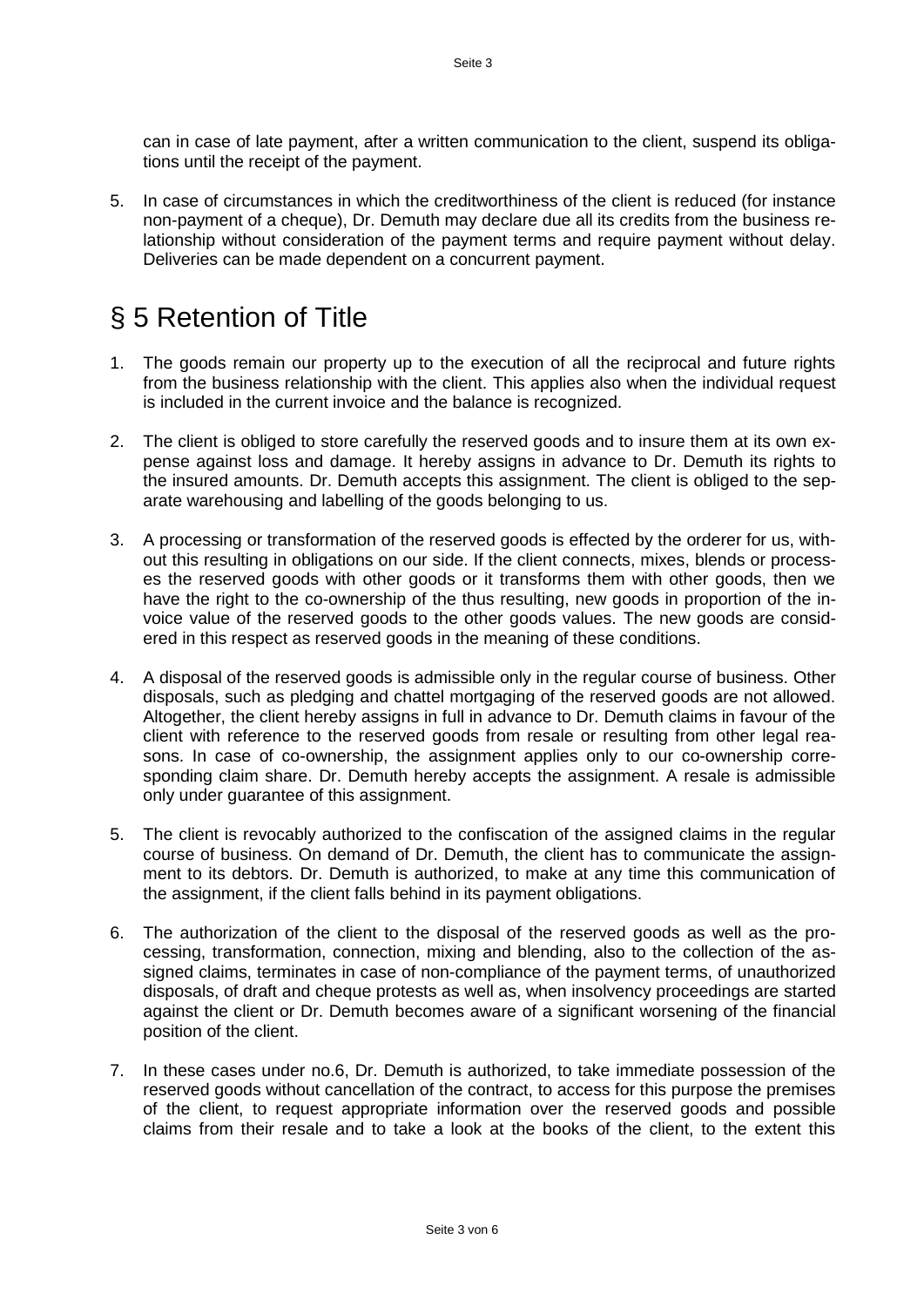can in case of late payment, after a written communication to the client, suspend its obligations until the receipt of the payment.

5. In case of circumstances in which the creditworthiness of the client is reduced (for instance non-payment of a cheque), Dr. Demuth may declare due all its credits from the business relationship without consideration of the payment terms and require payment without delay. Deliveries can be made dependent on a concurrent payment.

# § 5 Retention of Title

1. The goods remain our property up to the execution of all the reciprocal and future rights from the business relationship with the client. This applies also when the individual request is included in the current invoice and the balance is recognized.

2. The client is obliged to store carefully the reserved goods and to insure them at its own expense against loss and damage. It hereby assigns in advance to Dr. Demuth its rights to the insured amounts. Dr. Demuth accepts this assignment. The client is obliged to the separate warehousing and labelling of the goods belonging to us.

3. A processing or transformation of the reserved goods is effected by the orderer for us, without this resulting in obligations on our side. If the client connects, mixes, blends or processes the reserved goods with other goods or it transforms them with other goods, then we have the right to the co-ownership of the thus resulting, new goods in proportion of the invoice value of the reserved goods to the other goods values. The new goods are considered in this respect as reserved goods in the meaning of these conditions.

4. A disposal of the reserved goods is admissible only in the regular course of business. Other disposals, such as pledging and chattel mortgaging of the reserved goods are not allowed. Altogether, the client hereby assigns in full in advance to Dr. Demuth claims in favour of the client with reference to the reserved goods from resale or resulting from other legal reasons. In case of co-ownership, the assignment applies only to our co-ownership corresponding claim share. Dr. Demuth hereby accepts the assignment. A resale is admissible only under guarantee of this assignment.

5. The client is revocably authorized to the confiscation of the assigned claims in the regular course of business. On demand of Dr. Demuth, the client has to communicate the assignment to its debtors. Dr. Demuth is authorized, to make at any time this communication of the assignment, if the client falls behind in its payment obligations.

6. The authorization of the client to the disposal of the reserved goods as well as the processing, transformation, connection, mixing and blending, also to the collection of the assigned claims, terminates in case of non-compliance of the payment terms, of unauthorized disposals, of draft and cheque protests as well as, when insolvency proceedings are started against the client or Dr. Demuth becomes aware of a significant worsening of the financial position of the client.

7. In these cases under no.6, Dr. Demuth is authorized, to take immediate possession of the reserved goods without cancellation of the contract, to access for this purpose the premises of the client, to request appropriate information over the reserved goods and possible claims from their resale and to take a look at the books of the client, to the extent this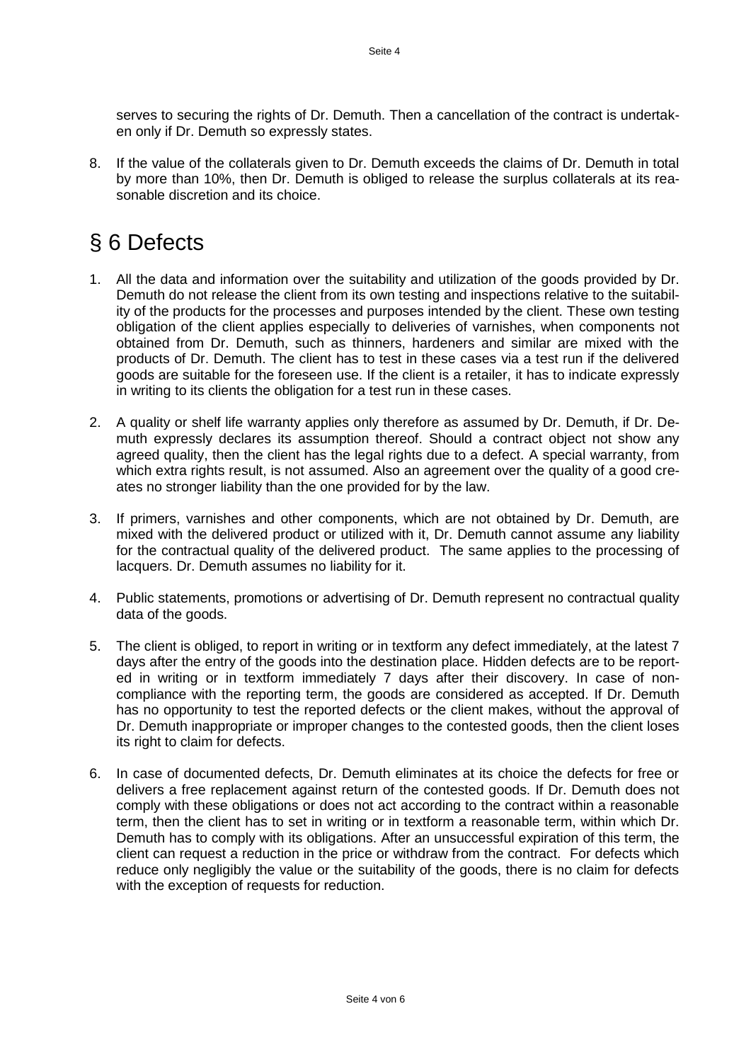serves to securing the rights of Dr. Demuth. Then a cancellation of the contract is undertaken only if Dr. Demuth so expressly states.

8. If the value of the collaterals given to Dr. Demuth exceeds the claims of Dr. Demuth in total by more than 10%, then Dr. Demuth is obliged to release the surplus collaterals at its reasonable discretion and its choice.

# § 6 Defects

1. All the data and information over the suitability and utilization of the goods provided by Dr. Demuth do not release the client from its own testing and inspections relative to the suitability of the products for the processes and purposes intended by the client. These own testing obligation of the client applies especially to deliveries of varnishes, when components not obtained from Dr. Demuth, such as thinners, hardeners and similar are mixed with the products of Dr. Demuth. The client has to test in these cases via a test run if the delivered goods are suitable for the foreseen use. If the client is a retailer, it has to indicate expressly in writing to its clients the obligation for a test run in these cases.

2. A quality or shelf life warranty applies only therefore as assumed by Dr. Demuth, if Dr. Demuth expressly declares its assumption thereof. Should a contract object not show any agreed quality, then the client has the legal rights due to a defect. A special warranty, from which extra rights result, is not assumed. Also an agreement over the quality of a good creates no stronger liability than the one provided for by the law.

3. If primers, varnishes and other components, which are not obtained by Dr. Demuth, are mixed with the delivered product or utilized with it, Dr. Demuth cannot assume any liability for the contractual quality of the delivered product. The same applies to the processing of lacquers. Dr. Demuth assumes no liability for it.

4. Public statements, promotions or advertising of Dr. Demuth represent no contractual quality data of the goods.

5. The client is obliged, to report in writing or in textform any defect immediately, at the latest 7 days after the entry of the goods into the destination place. Hidden defects are to be reported in writing or in textform immediately 7 days after their discovery. In case of non-compliance with the reporting term, the goods are considered as accepted. If Dr. Demuth has no opportunity to test the reported defects or the client makes, without the approval of Dr. Demuth inappropriate or improper changes to the contested goods, then the client loses its right to claim for defects.

6. In case of documented defects, Dr. Demuth eliminates at its choice the defects for free or delivers a free replacement against return of the contested goods. If Dr. Demuth does not comply with these obligations or does not act according to the contract within a reasonable term, then the client has to set in writing or in textform a reasonable term, within which Dr. Demuth has to comply with its obligations. After an unsuccessful expiration of this term, the client can request a reduction in the price or withdraw from the contract. For defects which reduce only negligibly the value or the suitability of the goods, there is no claim for defects with the exception of requests for reduction.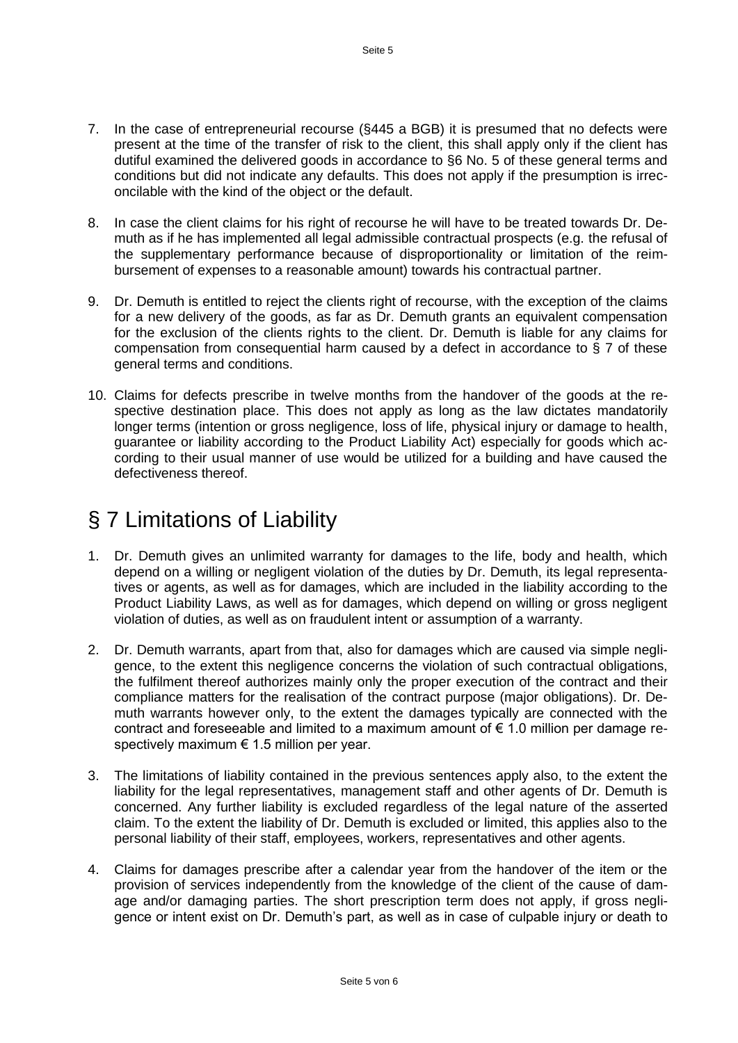7. In the case of entrepreneurial recourse (§445 a BGB) it is presumed that no defects were present at the time of the transfer of risk to the client, this shall apply only if the client has dutiful examined the delivered goods in accordance to §6 No. 5 of these general terms and conditions but did not indicate any defaults. This does not apply if the presumption is irreconcilable with the kind of the object or the default.

8. In case the client claims for his right of recourse he will have to be treated towards Dr. Demuth as if he has implemented all legal admissible contractual prospects (e.g. the refusal of the supplementary performance because of disproportionality or limitation of the reimbursement of expenses to a reasonable amount) towards his contractual partner.

9. Dr. Demuth is entitled to reject the clients right of recourse, with the exception of the claims for a new delivery of the goods, as far as Dr. Demuth grants an equivalent compensation for the exclusion of the clients rights to the client. Dr. Demuth is liable for any claims for compensation from consequential harm caused by a defect in accordance to § 7 of these general terms and conditions.

10. Claims for defects prescribe in twelve months from the handover of the goods at the respective destination place. This does not apply as long as the law dictates mandatorily longer terms (intention or gross negligence, loss of life, physical injury or damage to health, guarantee or liability according to the Product Liability Act) especially for goods which according to their usual manner of use would be utilized for a building and have caused the defectiveness thereof.

# § 7 Limitations of Liability

1. Dr. Demuth gives an unlimited warranty for damages to the life, body and health, which depend on a willing or negligent violation of the duties by Dr. Demuth, its legal representatives or agents, as well as for damages, which are included in the liability according to the Product Liability Laws, as well as for damages, which depend on willing or gross negligent violation of duties, as well as on fraudulent intent or assumption of a warranty.

2. Dr. Demuth warrants, apart from that, also for damages which are caused via simple negligence, to the extent this negligence concerns the violation of such contractual obligations, the fulfilment thereof authorizes mainly only the proper execution of the contract and their compliance matters for the realisation of the contract purpose (major obligations). Dr. Demuth warrants however only, to the extent the damages typically are connected with the contract and foreseeable and limited to a maximum amount of € 1.0 million per damage respectively maximum € 1.5 million per year.

3. The limitations of liability contained in the previous sentences apply also, to the extent the liability for the legal representatives, management staff and other agents of Dr. Demuth is concerned. Any further liability is excluded regardless of the legal nature of the asserted claim. To the extent the liability of Dr. Demuth is excluded or limited, this applies also to the personal liability of their staff, employees, workers, representatives and other agents.

4. Claims for damages prescribe after a calendar year from the handover of the item or the provision of services independently from the knowledge of the client of the cause of damage and/or damaging parties. The short prescription term does not apply, if gross negligence or intent exist on Dr. Demuth's part, as well as in case of culpable injury or death to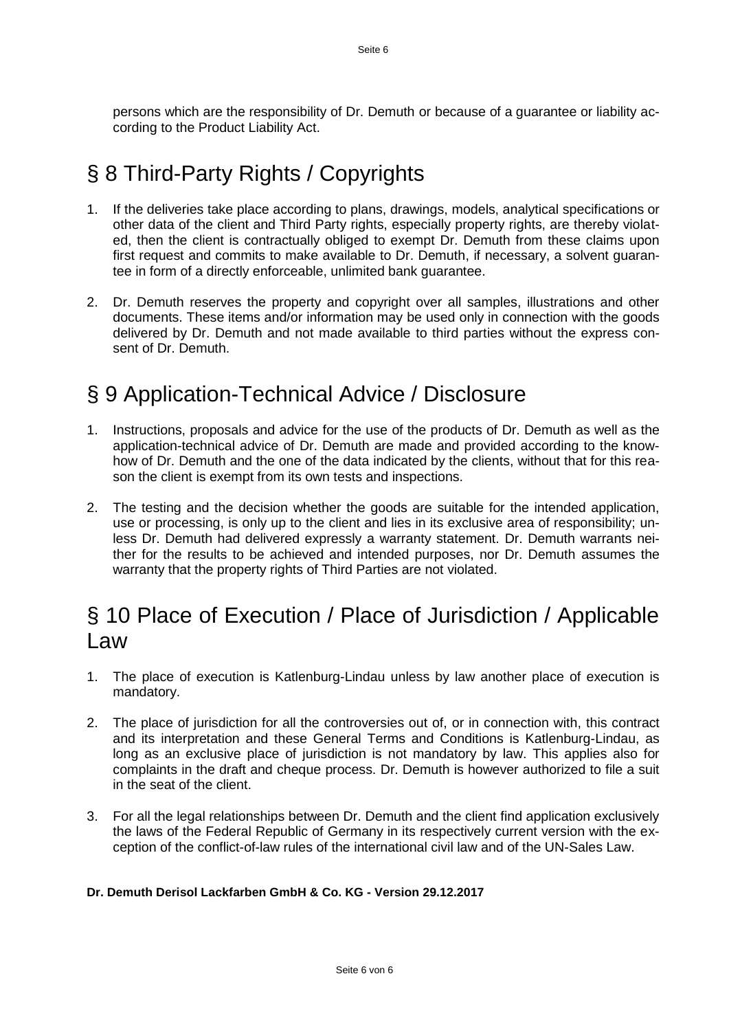persons which are the responsibility of Dr. Demuth or because of a guarantee or liability according to the Product Liability Act.

# § 8 Third-Party Rights / Copyrights

1. If the deliveries take place according to plans, drawings, models, analytical specifications or other data of the client and Third Party rights, especially property rights, are thereby violated, then the client is contractually obliged to exempt Dr. Demuth from these claims upon first request and commits to make available to Dr. Demuth, if necessary, a solvent guarantee in form of a directly enforceable, unlimited bank guarantee.

2. Dr. Demuth reserves the property and copyright over all samples, illustrations and other documents. These items and/or information may be used only in connection with the goods delivered by Dr. Demuth and not made available to third parties without the express consent of Dr. Demuth.

# § 9 Application-Technical Advice / Disclosure

1. Instructions, proposals and advice for the use of the products of Dr. Demuth as well as the application-technical advice of Dr. Demuth are made and provided according to the know-how of Dr. Demuth and the one of the data indicated by the clients, without that for this reason the client is exempt from its own tests and inspections.

2. The testing and the decision whether the goods are suitable for the intended application, use or processing, is only up to the client and lies in its exclusive area of responsibility; unless Dr. Demuth had delivered expressly a warranty statement. Dr. Demuth warrants neither for the results to be achieved and intended purposes, nor Dr. Demuth assumes the warranty that the property rights of Third Parties are not violated.

# § 10 Place of Execution / Place of Jurisdiction / Applicable Law

1. The place of execution is Katlenburg-Lindau unless by law another place of execution is mandatory.

2. The place of jurisdiction for all the controversies out of, or in connection with, this contract and its interpretation and these General Terms and Conditions is Katlenburg-Lindau, as long as an exclusive place of jurisdiction is not mandatory by law. This applies also for complaints in the draft and cheque process. Dr. Demuth is however authorized to file a suit in the seat of the client.

3. For all the legal relationships between Dr. Demuth and the client find application exclusively the laws of the Federal Republic of Germany in its respectively current version with the exception of the conflict-of-law rules of the international civil law and of the UN-Sales Law.

**Dr. Demuth Derisol Lackfarben GmbH & Co. KG - Version 29.12.2017**